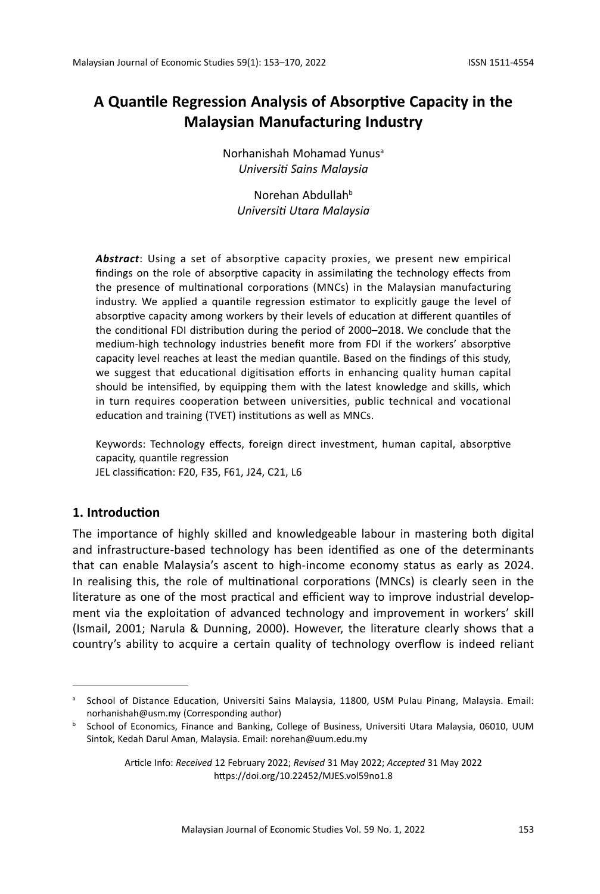# A Quantile Regression Analysis of Absorptive Capacity in the Malaysian Manufacturing Industry

Norhanishah Mohamad Yunus[a]
*Universiti Sains Malaysia*

Norehan Abdullah[b]
*Universiti Utara Malaysia*

***Abstract***: Using a set of absorptive capacity proxies, we present new empirical findings on the role of absorptive capacity in assimilating the technology effects from the presence of multinational corporations (MNCs) in the Malaysian manufacturing industry. We applied a quantile regression estimator to explicitly gauge the level of absorptive capacity among workers by their levels of education at different quantiles of the conditional FDI distribution during the period of 2000–2018. We conclude that the medium-high technology industries benefit more from FDI if the workers' absorptive capacity level reaches at least the median quantile. Based on the findings of this study, we suggest that educational digitisation efforts in enhancing quality human capital should be intensified, by equipping them with the latest knowledge and skills, which in turn requires cooperation between universities, public technical and vocational education and training (TVET) institutions as well as MNCs.

Keywords: Technology effects, foreign direct investment, human capital, absorptive capacity, quantile regression
JEL classification: F20, F35, F61, J24, C21, L6

## 1. Introduction

The importance of highly skilled and knowledgeable labour in mastering both digital and infrastructure-based technology has been identified as one of the determinants that can enable Malaysia's ascent to high-income economy status as early as 2024. In realising this, the role of multinational corporations (MNCs) is clearly seen in the literature as one of the most practical and efficient way to improve industrial development via the exploitation of advanced technology and improvement in workers' skill (Ismail, 2001; Narula & Dunning, 2000). However, the literature clearly shows that a country's ability to acquire a certain quality of technology overflow is indeed reliant

---

[a] School of Distance Education, Universiti Sains Malaysia, 11800, USM Pulau Pinang, Malaysia. Email: norhanishah@usm.my (Corresponding author)

[b] School of Economics, Finance and Banking, College of Business, Universiti Utara Malaysia, 06010, UUM Sintok, Kedah Darul Aman, Malaysia. Email: norehan@uum.edu.my

Article Info: *Received* 12 February 2022; *Revised* 31 May 2022; *Accepted* 31 May 2022
https://doi.org/10.22452/MJES.vol59no1.8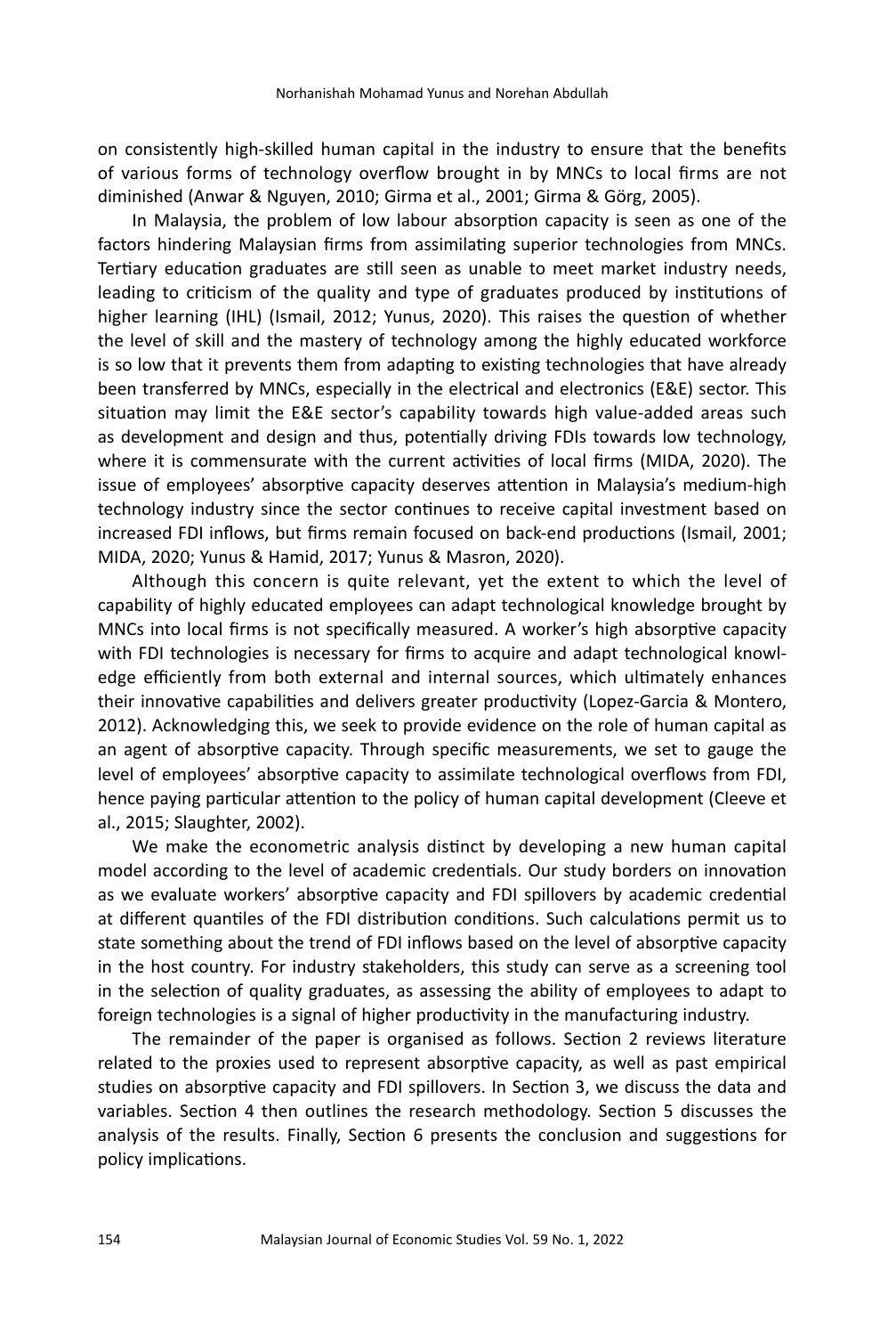on consistently high-skilled human capital in the industry to ensure that the benefits of various forms of technology overflow brought in by MNCs to local firms are not diminished (Anwar & Nguyen, 2010; Girma et al., 2001; Girma & Görg, 2005).

In Malaysia, the problem of low labour absorption capacity is seen as one of the factors hindering Malaysian firms from assimilating superior technologies from MNCs. Tertiary education graduates are still seen as unable to meet market industry needs, leading to criticism of the quality and type of graduates produced by institutions of higher learning (IHL) (Ismail, 2012; Yunus, 2020). This raises the question of whether the level of skill and the mastery of technology among the highly educated workforce is so low that it prevents them from adapting to existing technologies that have already been transferred by MNCs, especially in the electrical and electronics (E&E) sector. This situation may limit the E&E sector's capability towards high value-added areas such as development and design and thus, potentially driving FDIs towards low technology, where it is commensurate with the current activities of local firms (MIDA, 2020). The issue of employees' absorptive capacity deserves attention in Malaysia's medium-high technology industry since the sector continues to receive capital investment based on increased FDI inflows, but firms remain focused on back-end productions (Ismail, 2001; MIDA, 2020; Yunus & Hamid, 2017; Yunus & Masron, 2020).

Although this concern is quite relevant, yet the extent to which the level of capability of highly educated employees can adapt technological knowledge brought by MNCs into local firms is not specifically measured. A worker's high absorptive capacity with FDI technologies is necessary for firms to acquire and adapt technological knowledge efficiently from both external and internal sources, which ultimately enhances their innovative capabilities and delivers greater productivity (Lopez-Garcia & Montero, 2012). Acknowledging this, we seek to provide evidence on the role of human capital as an agent of absorptive capacity. Through specific measurements, we set to gauge the level of employees' absorptive capacity to assimilate technological overflows from FDI, hence paying particular attention to the policy of human capital development (Cleeve et al., 2015; Slaughter, 2002).

We make the econometric analysis distinct by developing a new human capital model according to the level of academic credentials. Our study borders on innovation as we evaluate workers' absorptive capacity and FDI spillovers by academic credential at different quantiles of the FDI distribution conditions. Such calculations permit us to state something about the trend of FDI inflows based on the level of absorptive capacity in the host country. For industry stakeholders, this study can serve as a screening tool in the selection of quality graduates, as assessing the ability of employees to adapt to foreign technologies is a signal of higher productivity in the manufacturing industry.

The remainder of the paper is organised as follows. Section 2 reviews literature related to the proxies used to represent absorptive capacity, as well as past empirical studies on absorptive capacity and FDI spillovers. In Section 3, we discuss the data and variables. Section 4 then outlines the research methodology. Section 5 discusses the analysis of the results. Finally, Section 6 presents the conclusion and suggestions for policy implications.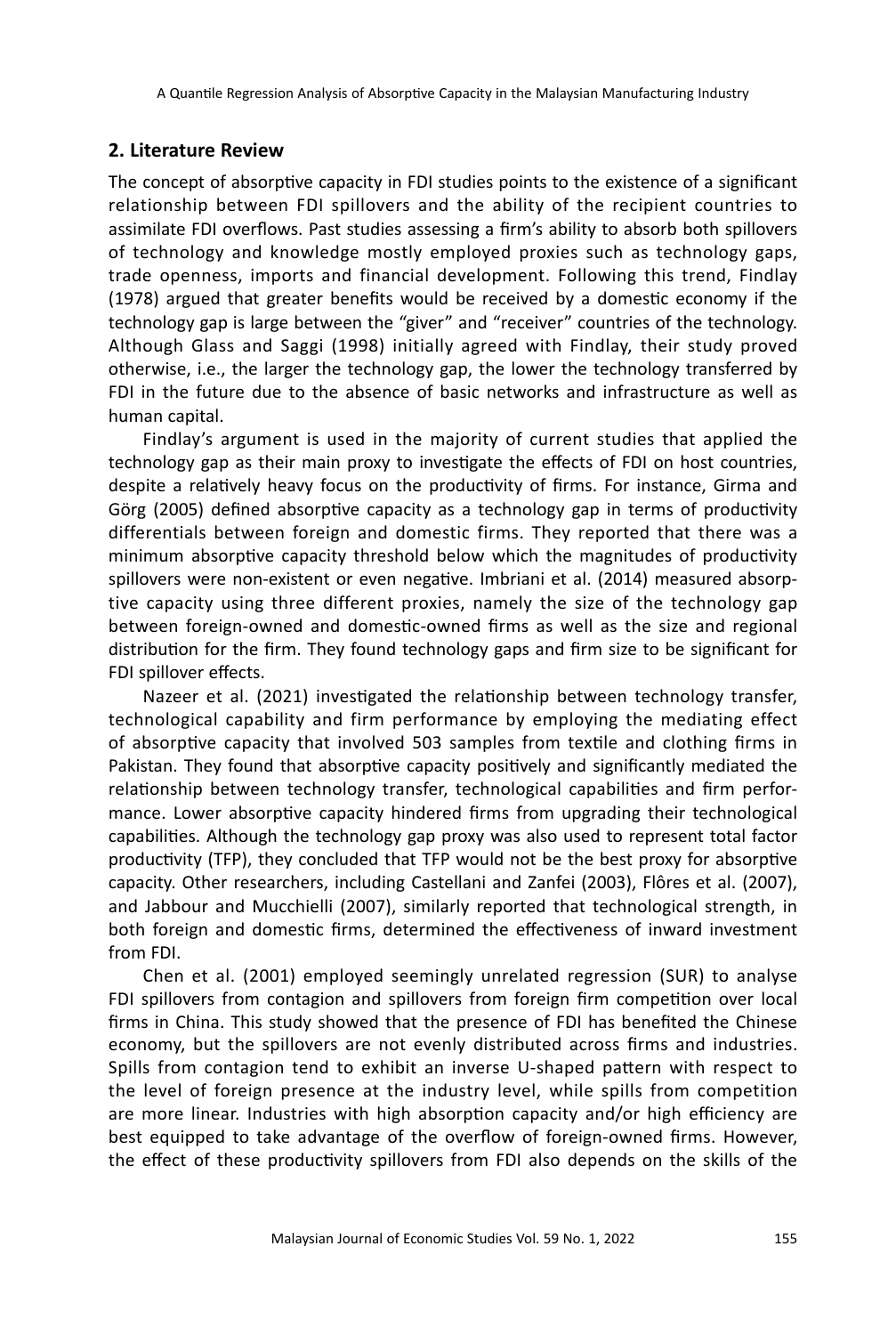## 2. Literature Review

The concept of absorptive capacity in FDI studies points to the existence of a significant relationship between FDI spillovers and the ability of the recipient countries to assimilate FDI overflows. Past studies assessing a firm's ability to absorb both spillovers of technology and knowledge mostly employed proxies such as technology gaps, trade openness, imports and financial development. Following this trend, Findlay (1978) argued that greater benefits would be received by a domestic economy if the technology gap is large between the "giver" and "receiver" countries of the technology. Although Glass and Saggi (1998) initially agreed with Findlay, their study proved otherwise, i.e., the larger the technology gap, the lower the technology transferred by FDI in the future due to the absence of basic networks and infrastructure as well as human capital.

Findlay's argument is used in the majority of current studies that applied the technology gap as their main proxy to investigate the effects of FDI on host countries, despite a relatively heavy focus on the productivity of firms. For instance, Girma and Görg (2005) defined absorptive capacity as a technology gap in terms of productivity differentials between foreign and domestic firms. They reported that there was a minimum absorptive capacity threshold below which the magnitudes of productivity spillovers were non-existent or even negative. Imbriani et al. (2014) measured absorptive capacity using three different proxies, namely the size of the technology gap between foreign-owned and domestic-owned firms as well as the size and regional distribution for the firm. They found technology gaps and firm size to be significant for FDI spillover effects.

Nazeer et al. (2021) investigated the relationship between technology transfer, technological capability and firm performance by employing the mediating effect of absorptive capacity that involved 503 samples from textile and clothing firms in Pakistan. They found that absorptive capacity positively and significantly mediated the relationship between technology transfer, technological capabilities and firm performance. Lower absorptive capacity hindered firms from upgrading their technological capabilities. Although the technology gap proxy was also used to represent total factor productivity (TFP), they concluded that TFP would not be the best proxy for absorptive capacity. Other researchers, including Castellani and Zanfei (2003), Flôres et al. (2007), and Jabbour and Mucchielli (2007), similarly reported that technological strength, in both foreign and domestic firms, determined the effectiveness of inward investment from FDI.

Chen et al. (2001) employed seemingly unrelated regression (SUR) to analyse FDI spillovers from contagion and spillovers from foreign firm competition over local firms in China. This study showed that the presence of FDI has benefited the Chinese economy, but the spillovers are not evenly distributed across firms and industries. Spills from contagion tend to exhibit an inverse U-shaped pattern with respect to the level of foreign presence at the industry level, while spills from competition are more linear. Industries with high absorption capacity and/or high efficiency are best equipped to take advantage of the overflow of foreign-owned firms. However, the effect of these productivity spillovers from FDI also depends on the skills of the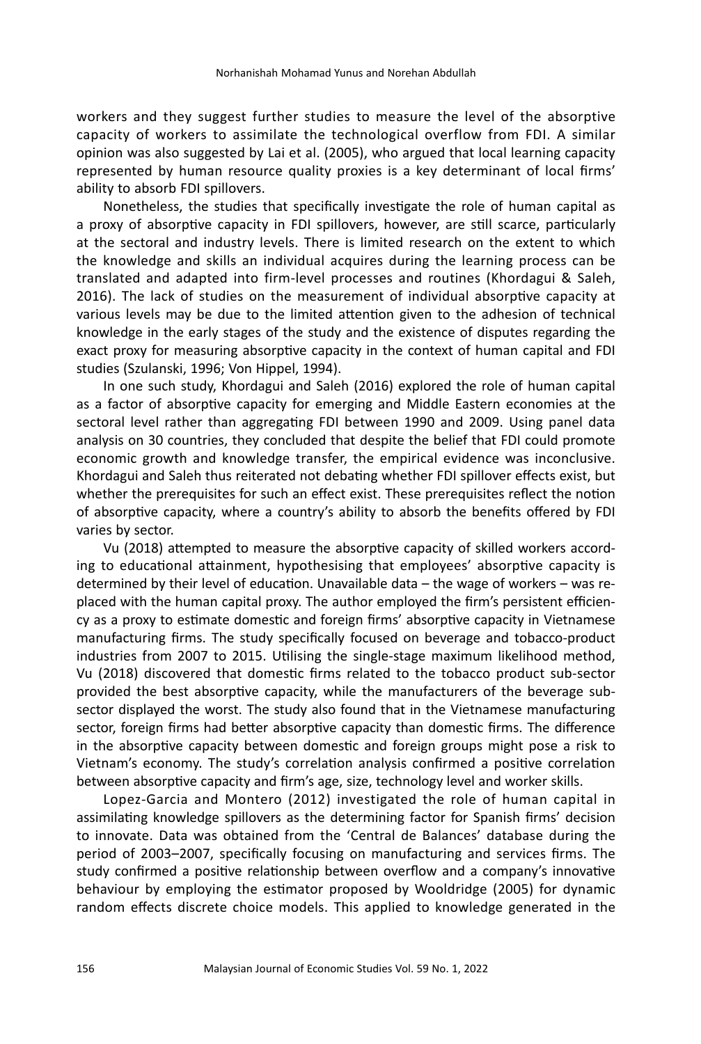workers and they suggest further studies to measure the level of the absorptive capacity of workers to assimilate the technological overflow from FDI. A similar opinion was also suggested by Lai et al. (2005), who argued that local learning capacity represented by human resource quality proxies is a key determinant of local firms' ability to absorb FDI spillovers.

Nonetheless, the studies that specifically investigate the role of human capital as a proxy of absorptive capacity in FDI spillovers, however, are still scarce, particularly at the sectoral and industry levels. There is limited research on the extent to which the knowledge and skills an individual acquires during the learning process can be translated and adapted into firm-level processes and routines (Khordagui & Saleh, 2016). The lack of studies on the measurement of individual absorptive capacity at various levels may be due to the limited attention given to the adhesion of technical knowledge in the early stages of the study and the existence of disputes regarding the exact proxy for measuring absorptive capacity in the context of human capital and FDI studies (Szulanski, 1996; Von Hippel, 1994).

In one such study, Khordagui and Saleh (2016) explored the role of human capital as a factor of absorptive capacity for emerging and Middle Eastern economies at the sectoral level rather than aggregating FDI between 1990 and 2009. Using panel data analysis on 30 countries, they concluded that despite the belief that FDI could promote economic growth and knowledge transfer, the empirical evidence was inconclusive. Khordagui and Saleh thus reiterated not debating whether FDI spillover effects exist, but whether the prerequisites for such an effect exist. These prerequisites reflect the notion of absorptive capacity, where a country's ability to absorb the benefits offered by FDI varies by sector.

Vu (2018) attempted to measure the absorptive capacity of skilled workers according to educational attainment, hypothesising that employees' absorptive capacity is determined by their level of education. Unavailable data – the wage of workers – was replaced with the human capital proxy. The author employed the firm's persistent efficiency as a proxy to estimate domestic and foreign firms' absorptive capacity in Vietnamese manufacturing firms. The study specifically focused on beverage and tobacco-product industries from 2007 to 2015. Utilising the single-stage maximum likelihood method, Vu (2018) discovered that domestic firms related to the tobacco product sub-sector provided the best absorptive capacity, while the manufacturers of the beverage sub-sector displayed the worst. The study also found that in the Vietnamese manufacturing sector, foreign firms had better absorptive capacity than domestic firms. The difference in the absorptive capacity between domestic and foreign groups might pose a risk to Vietnam's economy. The study's correlation analysis confirmed a positive correlation between absorptive capacity and firm's age, size, technology level and worker skills.

Lopez-Garcia and Montero (2012) investigated the role of human capital in assimilating knowledge spillovers as the determining factor for Spanish firms' decision to innovate. Data was obtained from the 'Central de Balances' database during the period of 2003–2007, specifically focusing on manufacturing and services firms. The study confirmed a positive relationship between overflow and a company's innovative behaviour by employing the estimator proposed by Wooldridge (2005) for dynamic random effects discrete choice models. This applied to knowledge generated in the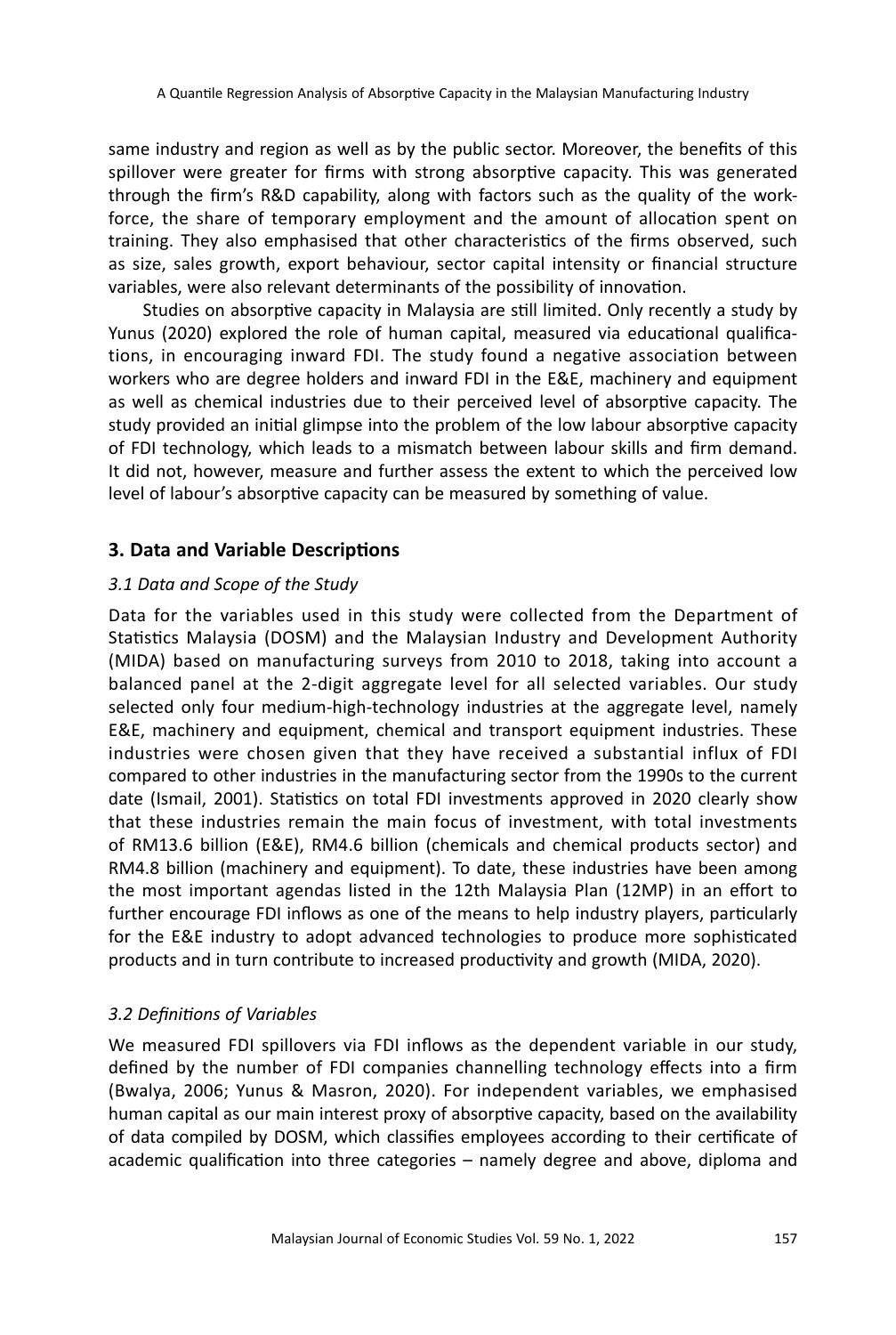same industry and region as well as by the public sector. Moreover, the benefits of this spillover were greater for firms with strong absorptive capacity. This was generated through the firm's R&D capability, along with factors such as the quality of the workforce, the share of temporary employment and the amount of allocation spent on training. They also emphasised that other characteristics of the firms observed, such as size, sales growth, export behaviour, sector capital intensity or financial structure variables, were also relevant determinants of the possibility of innovation.

Studies on absorptive capacity in Malaysia are still limited. Only recently a study by Yunus (2020) explored the role of human capital, measured via educational qualifications, in encouraging inward FDI. The study found a negative association between workers who are degree holders and inward FDI in the E&E, machinery and equipment as well as chemical industries due to their perceived level of absorptive capacity. The study provided an initial glimpse into the problem of the low labour absorptive capacity of FDI technology, which leads to a mismatch between labour skills and firm demand. It did not, however, measure and further assess the extent to which the perceived low level of labour's absorptive capacity can be measured by something of value.

## 3. Data and Variable Descriptions

### *3.1 Data and Scope of the Study*

Data for the variables used in this study were collected from the Department of Statistics Malaysia (DOSM) and the Malaysian Industry and Development Authority (MIDA) based on manufacturing surveys from 2010 to 2018, taking into account a balanced panel at the 2-digit aggregate level for all selected variables. Our study selected only four medium-high-technology industries at the aggregate level, namely E&E, machinery and equipment, chemical and transport equipment industries. These industries were chosen given that they have received a substantial influx of FDI compared to other industries in the manufacturing sector from the 1990s to the current date (Ismail, 2001). Statistics on total FDI investments approved in 2020 clearly show that these industries remain the main focus of investment, with total investments of RM13.6 billion (E&E), RM4.6 billion (chemicals and chemical products sector) and RM4.8 billion (machinery and equipment). To date, these industries have been among the most important agendas listed in the 12th Malaysia Plan (12MP) in an effort to further encourage FDI inflows as one of the means to help industry players, particularly for the E&E industry to adopt advanced technologies to produce more sophisticated products and in turn contribute to increased productivity and growth (MIDA, 2020).

### *3.2 Definitions of Variables*

We measured FDI spillovers via FDI inflows as the dependent variable in our study, defined by the number of FDI companies channelling technology effects into a firm (Bwalya, 2006; Yunus & Masron, 2020). For independent variables, we emphasised human capital as our main interest proxy of absorptive capacity, based on the availability of data compiled by DOSM, which classifies employees according to their certificate of academic qualification into three categories – namely degree and above, diploma and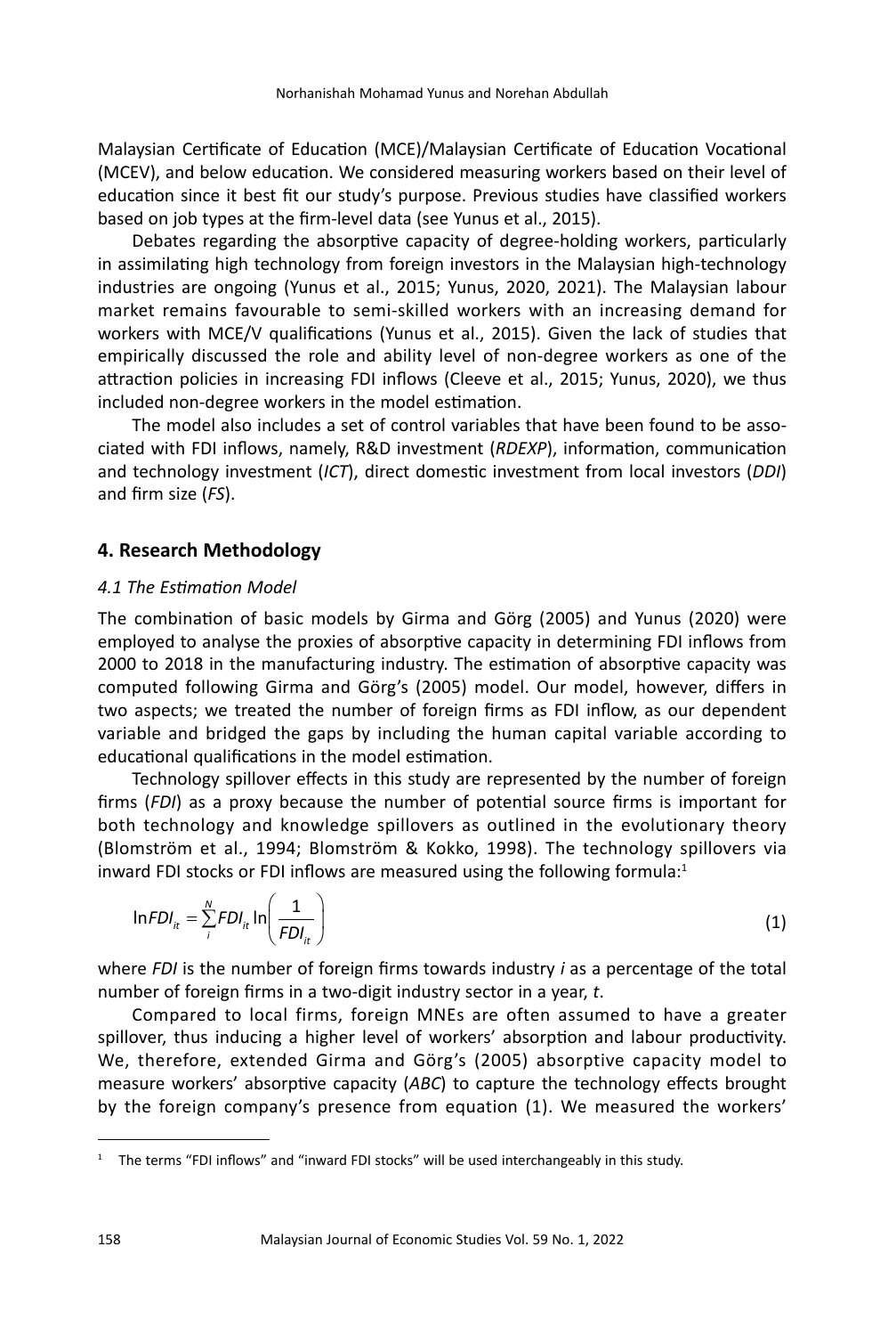Malaysian Certificate of Education (MCE)/Malaysian Certificate of Education Vocational (MCEV), and below education. We considered measuring workers based on their level of education since it best fit our study's purpose. Previous studies have classified workers based on job types at the firm-level data (see Yunus et al., 2015).

Debates regarding the absorptive capacity of degree-holding workers, particularly in assimilating high technology from foreign investors in the Malaysian high-technology industries are ongoing (Yunus et al., 2015; Yunus, 2020, 2021). The Malaysian labour market remains favourable to semi-skilled workers with an increasing demand for workers with MCE/V qualifications (Yunus et al., 2015). Given the lack of studies that empirically discussed the role and ability level of non-degree workers as one of the attraction policies in increasing FDI inflows (Cleeve et al., 2015; Yunus, 2020), we thus included non-degree workers in the model estimation.

The model also includes a set of control variables that have been found to be associated with FDI inflows, namely, R&D investment (*RDEXP*), information, communication and technology investment (*ICT*), direct domestic investment from local investors (*DDI*) and firm size (*FS*).

## 4. Research Methodology

### *4.1 The Estimation Model*

The combination of basic models by Girma and Görg (2005) and Yunus (2020) were employed to analyse the proxies of absorptive capacity in determining FDI inflows from 2000 to 2018 in the manufacturing industry. The estimation of absorptive capacity was computed following Girma and Görg's (2005) model. Our model, however, differs in two aspects; we treated the number of foreign firms as FDI inflow, as our dependent variable and bridged the gaps by including the human capital variable according to educational qualifications in the model estimation.

Technology spillover effects in this study are represented by the number of foreign firms (*FDI*) as a proxy because the number of potential source firms is important for both technology and knowledge spillovers as outlined in the evolutionary theory (Blomström et al., 1994; Blomström & Kokko, 1998). The technology spillovers via inward FDI stocks or FDI inflows are measured using the following formula:[1]

$$\ln FDI_{it} = \sum_{i}^{N} FDI_{it} \ln\left(\frac{1}{FDI_{it}}\right) \tag{1}$$

where *FDI* is the number of foreign firms towards industry *i* as a percentage of the total number of foreign firms in a two-digit industry sector in a year, *t*.

Compared to local firms, foreign MNEs are often assumed to have a greater spillover, thus inducing a higher level of workers' absorption and labour productivity. We, therefore, extended Girma and Görg's (2005) absorptive capacity model to measure workers' absorptive capacity (*ABC*) to capture the technology effects brought by the foreign company's presence from equation (1). We measured the workers'

[1] The terms "FDI inflows" and "inward FDI stocks" will be used interchangeably in this study.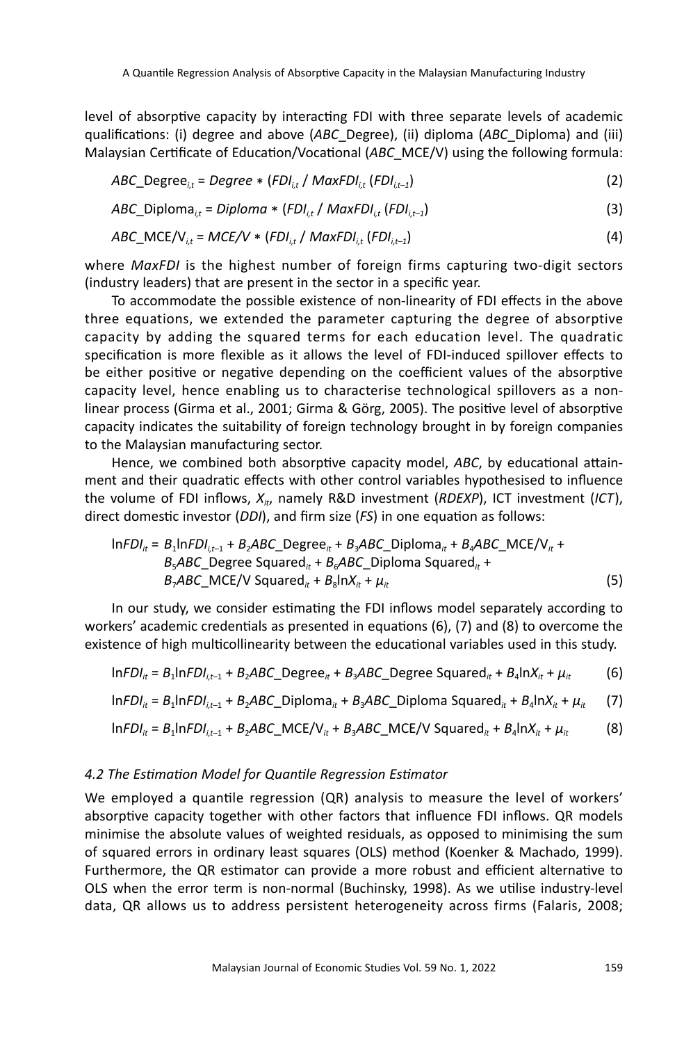level of absorptive capacity by interacting FDI with three separate levels of academic qualifications: (i) degree and above ($ABC$_Degree), (ii) diploma ($ABC$_Diploma) and (iii) Malaysian Certificate of Education/Vocational ($ABC$_MCE/V) using the following formula:

$$ABC\_\text{Degree}_{i,t} = Degree * (FDI_{i,t} / MaxFDI_{i,t}\, (FDI_{i,t-1}) \tag{2}$$

$$ABC\_\text{Diploma}_{i,t} = Diploma * (FDI_{i,t} / MaxFDI_{i,t}\, (FDI_{i,t-1}) \tag{3}$$

$$ABC\_\text{MCE/V}_{i,t} = MCE/V * (FDI_{i,t} / MaxFDI_{i,t}\, (FDI_{i,t-1}) \tag{4}$$

where $MaxFDI$ is the highest number of foreign firms capturing two-digit sectors (industry leaders) that are present in the sector in a specific year.

To accommodate the possible existence of non-linearity of FDI effects in the above three equations, we extended the parameter capturing the degree of absorptive capacity by adding the squared terms for each education level. The quadratic specification is more flexible as it allows the level of FDI-induced spillover effects to be either positive or negative depending on the coefficient values of the absorptive capacity level, hence enabling us to characterise technological spillovers as a non-linear process (Girma et al., 2001; Girma & Görg, 2005). The positive level of absorptive capacity indicates the suitability of foreign technology brought in by foreign companies to the Malaysian manufacturing sector.

Hence, we combined both absorptive capacity model, $ABC$, by educational attainment and their quadratic effects with other control variables hypothesised to influence the volume of FDI inflows, $X_{it}$, namely R&D investment ($RDEXP$), ICT investment ($ICT$), direct domestic investor ($DDI$), and firm size ($FS$) in one equation as follows:

$$\begin{aligned} \ln FDI_{it} = {} & B_1 \ln FDI_{i,t-1} + B_2 ABC\_\text{Degree}_{it} + B_3 ABC\_\text{Diploma}_{it} + B_4 ABC\_\text{MCE/V}_{it} + \\ & B_5 ABC\_\text{Degree Squared}_{it} + B_6 ABC\_\text{Diploma Squared}_{it} + \\ & B_7 ABC\_\text{MCE/V Squared}_{it} + B_8 \ln X_{it} + \mu_{it} \end{aligned} \tag{5}$$

In our study, we consider estimating the FDI inflows model separately according to workers' academic credentials as presented in equations (6), (7) and (8) to overcome the existence of high multicollinearity between the educational variables used in this study.

$$\ln FDI_{it} = B_1 \ln FDI_{i,t-1} + B_2 ABC\_\text{Degree}_{it} + B_3 ABC\_\text{Degree Squared}_{it} + B_4 \ln X_{it} + \mu_{it} \tag{6}$$

$$\ln FDI_{it} = B_1 \ln FDI_{i,t-1} + B_2 ABC\_\text{Diploma}_{it} + B_3 ABC\_\text{Diploma Squared}_{it} + B_4 \ln X_{it} + \mu_{it} \tag{7}$$

$$\ln FDI_{it} = B_1 \ln FDI_{i,t-1} + B_2 ABC\_\text{MCE/V}_{it} + B_3 ABC\_\text{MCE/V Squared}_{it} + B_4 \ln X_{it} + \mu_{it} \tag{8}$$

### *4.2 The Estimation Model for Quantile Regression Estimator*

We employed a quantile regression (QR) analysis to measure the level of workers' absorptive capacity together with other factors that influence FDI inflows. QR models minimise the absolute values of weighted residuals, as opposed to minimising the sum of squared errors in ordinary least squares (OLS) method (Koenker & Machado, 1999). Furthermore, the QR estimator can provide a more robust and efficient alternative to OLS when the error term is non-normal (Buchinsky, 1998). As we utilise industry-level data, QR allows us to address persistent heterogeneity across firms (Falaris, 2008;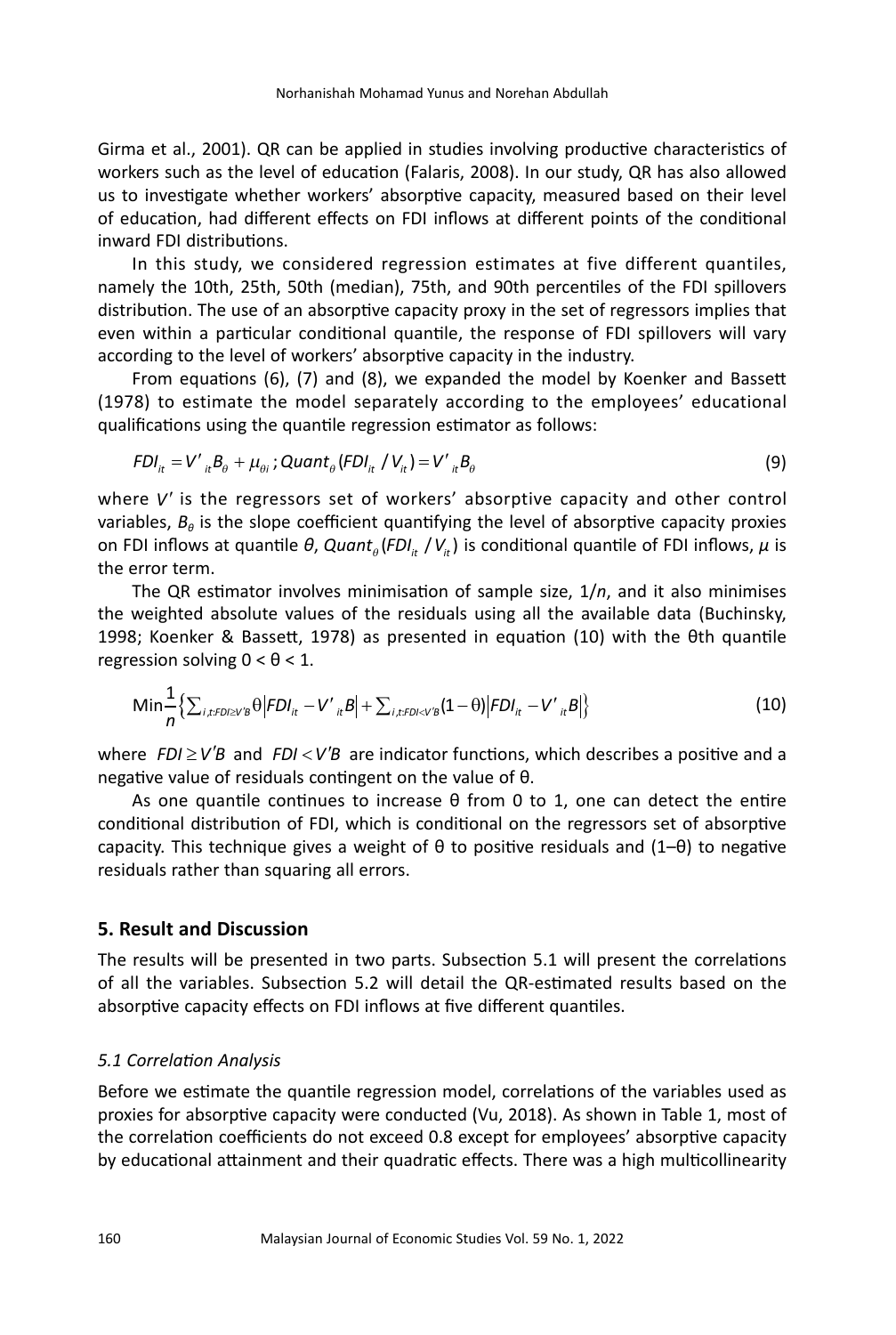Girma et al., 2001). QR can be applied in studies involving productive characteristics of workers such as the level of education (Falaris, 2008). In our study, QR has also allowed us to investigate whether workers' absorptive capacity, measured based on their level of education, had different effects on FDI inflows at different points of the conditional inward FDI distributions.

In this study, we considered regression estimates at five different quantiles, namely the 10th, 25th, 50th (median), 75th, and 90th percentiles of the FDI spillovers distribution. The use of an absorptive capacity proxy in the set of regressors implies that even within a particular conditional quantile, the response of FDI spillovers will vary according to the level of workers' absorptive capacity in the industry.

From equations (6), (7) and (8), we expanded the model by Koenker and Bassett (1978) to estimate the model separately according to the employees' educational qualifications using the quantile regression estimator as follows:

$$FDI_{it} = V'_{it}B_{\theta} + \mu_{\theta i}\,;\, Quant_{\theta}(FDI_{it} / V_{it}) = V'_{it}B_{\theta} \tag{9}$$

where $V'$ is the regressors set of workers' absorptive capacity and other control variables, $B_{\theta}$ is the slope coefficient quantifying the level of absorptive capacity proxies on FDI inflows at quantile $\theta$, $Quant_{\theta}(FDI_{it} / V_{it})$ is conditional quantile of FDI inflows, $\mu$ is the error term.

The QR estimator involves minimisation of sample size, $1/n$, and it also minimises the weighted absolute values of the residuals using all the available data (Buchinsky, 1998; Koenker & Bassett, 1978) as presented in equation (10) with the θth quantile regression solving $0 < \theta < 1$.

$$\text{Min}\frac{1}{n}\left\{\sum_{i,t:FDI \geq V'B}\theta\left|FDI_{it} - V'_{it}B\right| + \sum_{i,t:FDI < V'B}(1-\theta)\left|FDI_{it} - V'_{it}B\right|\right\} \tag{10}$$

where $FDI \geq V'B$ and $FDI < V'B$ are indicator functions, which describes a positive and a negative value of residuals contingent on the value of θ.

As one quantile continues to increase θ from 0 to 1, one can detect the entire conditional distribution of FDI, which is conditional on the regressors set of absorptive capacity. This technique gives a weight of θ to positive residuals and (1–θ) to negative residuals rather than squaring all errors.

## 5. Result and Discussion

The results will be presented in two parts. Subsection 5.1 will present the correlations of all the variables. Subsection 5.2 will detail the QR-estimated results based on the absorptive capacity effects on FDI inflows at five different quantiles.

### *5.1 Correlation Analysis*

Before we estimate the quantile regression model, correlations of the variables used as proxies for absorptive capacity were conducted (Vu, 2018). As shown in Table 1, most of the correlation coefficients do not exceed 0.8 except for employees' absorptive capacity by educational attainment and their quadratic effects. There was a high multicollinearity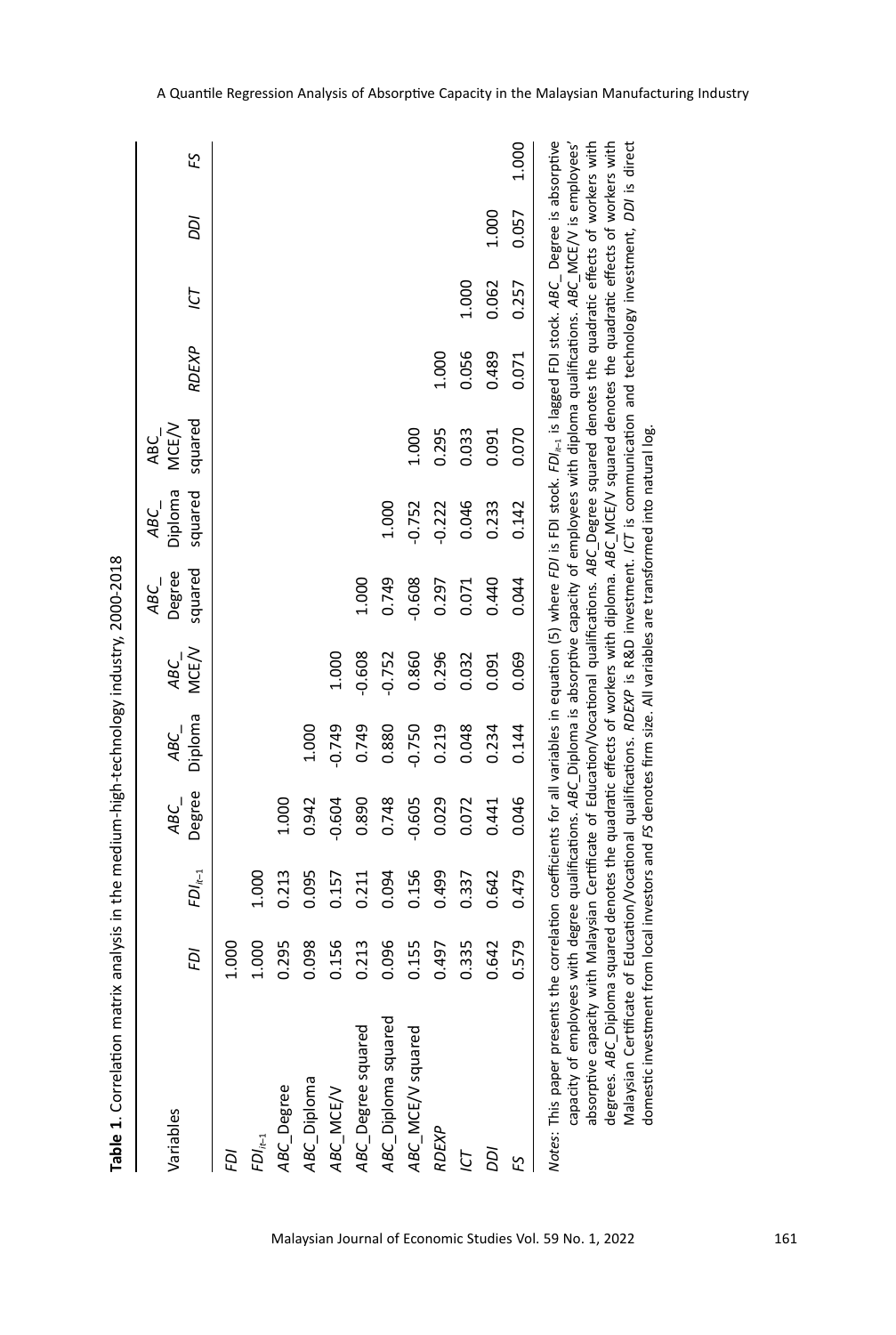**Table 1.** Correlation matrix analysis in the medium-high-technology industry, 2000-2018

| Variables | *FDI* | $FDI_{it-1}$ | ABC_ Degree | ABC_ Diploma | ABC_ MCE/V | ABC_ Degree squared | ABC_ Diploma squared | ABC_ MCE/V squared | *RDEXP* | *ICT* | *DDI* | *FS* |
|---|---|---|---|---|---|---|---|---|---|---|---|---|
| *FDI* | 1.000 | | | | | | | | | | | |
| $FDI_{it-1}$ | 1.000 | 1.000 | | | | | | | | | | |
| ABC_Degree | 0.295 | 0.213 | 1.000 | | | | | | | | | |
| ABC_Diploma | 0.098 | 0.095 | 0.942 | 1.000 | | | | | | | | |
| ABC_MCE/V | 0.156 | 0.157 | -0.604 | -0.749 | 1.000 | | | | | | | |
| ABC_Degree squared | 0.213 | 0.211 | 0.890 | 0.749 | -0.608 | 1.000 | | | | | | |
| ABC_Diploma squared | 0.096 | 0.094 | 0.748 | 0.880 | -0.752 | 0.749 | 1.000 | | | | | |
| ABC_MCE/V squared | 0.155 | 0.156 | -0.605 | -0.750 | 0.860 | -0.608 | -0.752 | 1.000 | | | | |
| *RDEXP* | 0.497 | 0.499 | 0.029 | 0.219 | 0.296 | 0.297 | -0.222 | 0.295 | 1.000 | | | |
| *ICT* | 0.335 | 0.337 | 0.072 | 0.048 | 0.032 | 0.071 | 0.046 | 0.033 | 0.056 | 1.000 | | |
| *DDI* | 0.642 | 0.642 | 0.441 | 0.234 | 0.091 | 0.440 | 0.233 | 0.091 | 0.489 | 0.062 | 1.000 | |
| *FS* | 0.579 | 0.479 | 0.046 | 0.144 | 0.069 | 0.044 | 0.142 | 0.070 | 0.071 | 0.257 | 0.057 | 1.000 |

*Notes*: This paper presents the correlation coefficients for all variables in equation (5) where *FDI* is FDI stock. $FDI_{it-1}$ is lagged FDI stock. *ABC*_ Degree is absorptive capacity of employees with degree qualifications. *ABC*_Diploma is absorptive capacity of employees with diploma qualifications. *ABC*_MCE/V is employees' absorptive capacity with Malaysian Certificate of Education/Vocational qualifications. *ABC*_Degree squared denotes the quadratic effects of workers with degrees. *ABC*_Diploma squared denotes the quadratic effects of workers with diploma. *ABC*_MCE/V squared denotes the quadratic effects of workers with Malaysian Certificate of Education/Vocational qualifications. *RDEXP* is R&D investment. *ICT* is communication and technology investment, *DDI* is direct domestic investment from local investors and *FS* denotes firm size. All variables are transformed into natural log.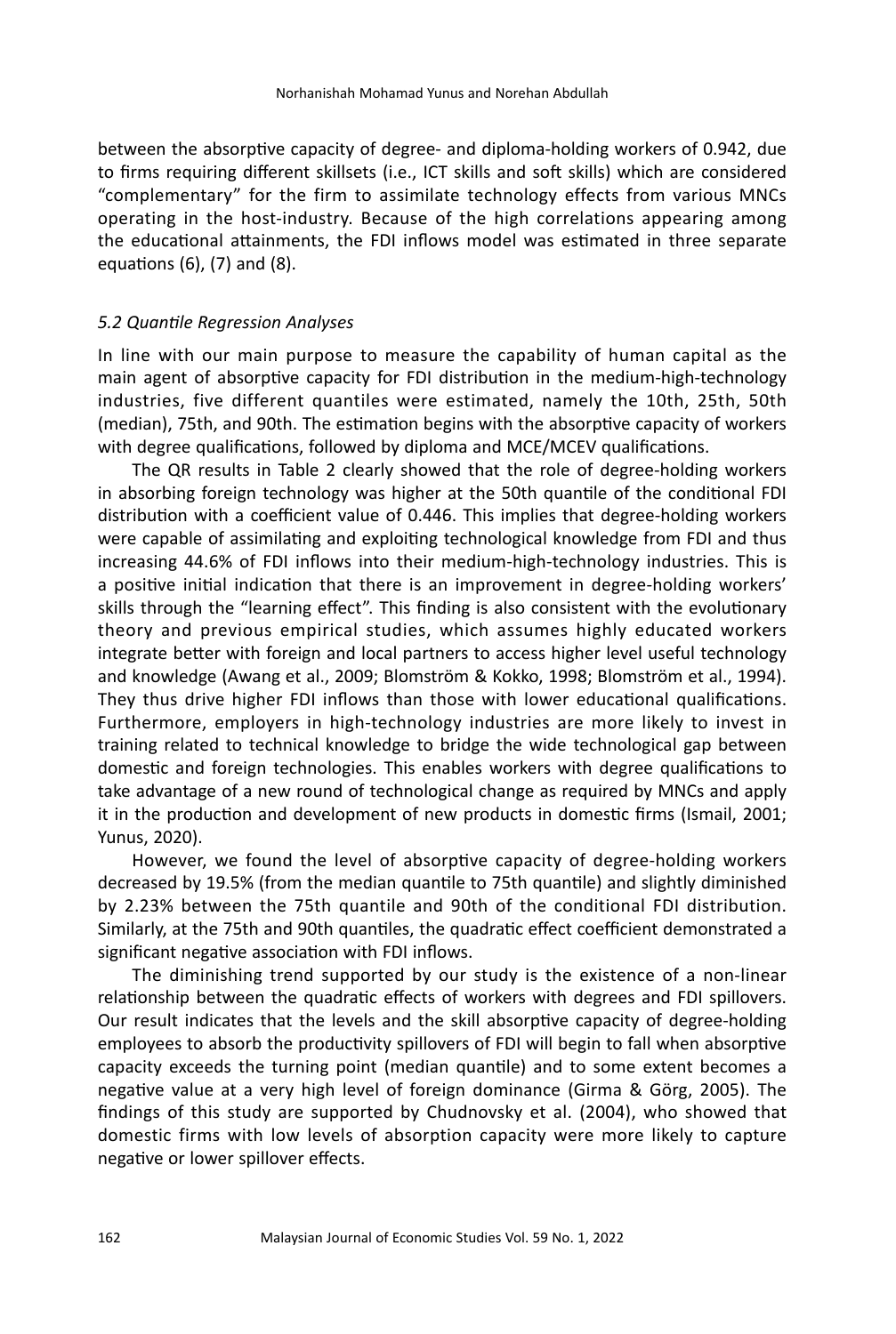between the absorptive capacity of degree- and diploma-holding workers of 0.942, due to firms requiring different skillsets (i.e., ICT skills and soft skills) which are considered "complementary" for the firm to assimilate technology effects from various MNCs operating in the host-industry. Because of the high correlations appearing among the educational attainments, the FDI inflows model was estimated in three separate equations (6), (7) and (8).

### *5.2 Quantile Regression Analyses*

In line with our main purpose to measure the capability of human capital as the main agent of absorptive capacity for FDI distribution in the medium-high-technology industries, five different quantiles were estimated, namely the 10th, 25th, 50th (median), 75th, and 90th. The estimation begins with the absorptive capacity of workers with degree qualifications, followed by diploma and MCE/MCEV qualifications.

The QR results in Table 2 clearly showed that the role of degree-holding workers in absorbing foreign technology was higher at the 50th quantile of the conditional FDI distribution with a coefficient value of 0.446. This implies that degree-holding workers were capable of assimilating and exploiting technological knowledge from FDI and thus increasing 44.6% of FDI inflows into their medium-high-technology industries. This is a positive initial indication that there is an improvement in degree-holding workers' skills through the "learning effect". This finding is also consistent with the evolutionary theory and previous empirical studies, which assumes highly educated workers integrate better with foreign and local partners to access higher level useful technology and knowledge (Awang et al., 2009; Blomström & Kokko, 1998; Blomström et al., 1994). They thus drive higher FDI inflows than those with lower educational qualifications. Furthermore, employers in high-technology industries are more likely to invest in training related to technical knowledge to bridge the wide technological gap between domestic and foreign technologies. This enables workers with degree qualifications to take advantage of a new round of technological change as required by MNCs and apply it in the production and development of new products in domestic firms (Ismail, 2001; Yunus, 2020).

However, we found the level of absorptive capacity of degree-holding workers decreased by 19.5% (from the median quantile to 75th quantile) and slightly diminished by 2.23% between the 75th quantile and 90th of the conditional FDI distribution. Similarly, at the 75th and 90th quantiles, the quadratic effect coefficient demonstrated a significant negative association with FDI inflows.

The diminishing trend supported by our study is the existence of a non-linear relationship between the quadratic effects of workers with degrees and FDI spillovers. Our result indicates that the levels and the skill absorptive capacity of degree-holding employees to absorb the productivity spillovers of FDI will begin to fall when absorptive capacity exceeds the turning point (median quantile) and to some extent becomes a negative value at a very high level of foreign dominance (Girma & Görg, 2005). The findings of this study are supported by Chudnovsky et al. (2004), who showed that domestic firms with low levels of absorption capacity were more likely to capture negative or lower spillover effects.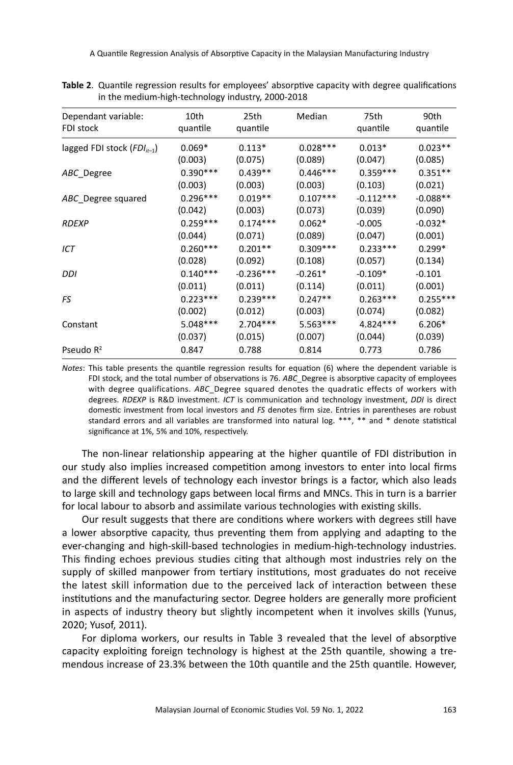**Table 2**. Quantile regression results for employees' absorptive capacity with degree qualifications in the medium-high-technology industry, 2000-2018

| Dependant variable: FDI stock | 10th quantile | 25th quantile | Median | 75th quantile | 90th quantile |
|---|---|---|---|---|---|
| lagged FDI stock ($FDI_{it-1}$) | 0.069* | 0.113* | 0.028*** | 0.013* | 0.023** |
| | (0.003) | (0.075) | (0.089) | (0.047) | (0.085) |
| *ABC*_Degree | 0.390*** | 0.439** | 0.446*** | 0.359*** | 0.351** |
| | (0.003) | (0.003) | (0.003) | (0.103) | (0.021) |
| *ABC*_Degree squared | 0.296*** | 0.019** | 0.107*** | -0.112*** | -0.088** |
| | (0.042) | (0.003) | (0.073) | (0.039) | (0.090) |
| *RDEXP* | 0.259*** | 0.174*** | 0.062* | -0.005 | -0.032* |
| | (0.044) | (0.071) | (0.089) | (0.047) | (0.001) |
| *ICT* | 0.260*** | 0.201** | 0.309*** | 0.233*** | 0.299* |
| | (0.028) | (0.092) | (0.108) | (0.057) | (0.134) |
| *DDI* | 0.140*** | -0.236*** | -0.261* | -0.109* | -0.101 |
| | (0.011) | (0.011) | (0.114) | (0.011) | (0.001) |
| *FS* | 0.223*** | 0.239*** | 0.247** | 0.263*** | 0.255*** |
| | (0.002) | (0.012) | (0.003) | (0.074) | (0.082) |
| Constant | 5.048*** | 2.704*** | 5.563*** | 4.824*** | 6.206* |
| | (0.037) | (0.015) | (0.007) | (0.044) | (0.039) |
| Pseudo $R^2$ | 0.847 | 0.788 | 0.814 | 0.773 | 0.786 |

*Notes*: This table presents the quantile regression results for equation (6) where the dependent variable is FDI stock, and the total number of observations is 76. *ABC*_Degree is absorptive capacity of employees with degree qualifications. *ABC*_Degree squared denotes the quadratic effects of workers with degrees. *RDEXP* is R&D investment. *ICT* is communication and technology investment, *DDI* is direct domestic investment from local investors and *FS* denotes firm size. Entries in parentheses are robust standard errors and all variables are transformed into natural log. ***, ** and * denote statistical significance at 1%, 5% and 10%, respectively.

The non-linear relationship appearing at the higher quantile of FDI distribution in our study also implies increased competition among investors to enter into local firms and the different levels of technology each investor brings is a factor, which also leads to large skill and technology gaps between local firms and MNCs. This in turn is a barrier for local labour to absorb and assimilate various technologies with existing skills.

Our result suggests that there are conditions where workers with degrees still have a lower absorptive capacity, thus preventing them from applying and adapting to the ever-changing and high-skill-based technologies in medium-high-technology industries. This finding echoes previous studies citing that although most industries rely on the supply of skilled manpower from tertiary institutions, most graduates do not receive the latest skill information due to the perceived lack of interaction between these institutions and the manufacturing sector. Degree holders are generally more proficient in aspects of industry theory but slightly incompetent when it involves skills (Yunus, 2020; Yusof, 2011).

For diploma workers, our results in Table 3 revealed that the level of absorptive capacity exploiting foreign technology is highest at the 25th quantile, showing a tremendous increase of 23.3% between the 10th quantile and the 25th quantile. However,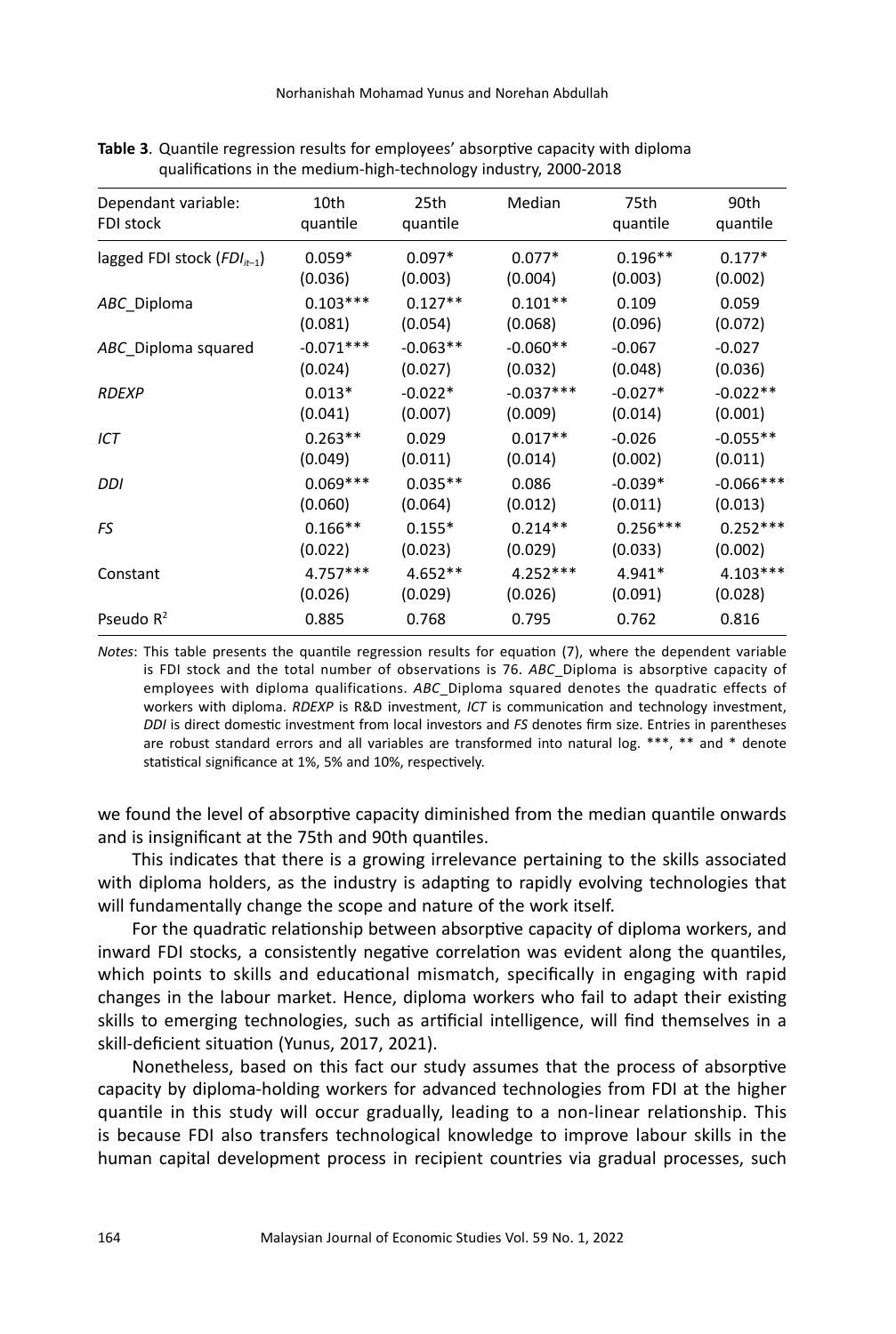**Table 3**. Quantile regression results for employees' absorptive capacity with diploma qualifications in the medium-high-technology industry, 2000-2018

| Dependant variable: FDI stock | 10th quantile | 25th quantile | Median | 75th quantile | 90th quantile |
|---|---|---|---|---|---|
| lagged FDI stock ($FDI_{it-1}$) | 0.059* | 0.097* | 0.077* | 0.196** | 0.177* |
| | (0.036) | (0.003) | (0.004) | (0.003) | (0.002) |
| *ABC*_Diploma | 0.103*** | 0.127** | 0.101** | 0.109 | 0.059 |
| | (0.081) | (0.054) | (0.068) | (0.096) | (0.072) |
| *ABC*_Diploma squared | -0.071*** | -0.063** | -0.060** | -0.067 | -0.027 |
| | (0.024) | (0.027) | (0.032) | (0.048) | (0.036) |
| *RDEXP* | 0.013* | -0.022* | -0.037*** | -0.027* | -0.022** |
| | (0.041) | (0.007) | (0.009) | (0.014) | (0.001) |
| *ICT* | 0.263** | 0.029 | 0.017** | -0.026 | -0.055** |
| | (0.049) | (0.011) | (0.014) | (0.002) | (0.011) |
| *DDI* | 0.069*** | 0.035** | 0.086 | -0.039* | -0.066*** |
| | (0.060) | (0.064) | (0.012) | (0.011) | (0.013) |
| *FS* | 0.166** | 0.155* | 0.214** | 0.256*** | 0.252*** |
| | (0.022) | (0.023) | (0.029) | (0.033) | (0.002) |
| Constant | 4.757*** | 4.652** | 4.252*** | 4.941* | 4.103*** |
| | (0.026) | (0.029) | (0.026) | (0.091) | (0.028) |
| Pseudo $R^2$ | 0.885 | 0.768 | 0.795 | 0.762 | 0.816 |

*Notes*: This table presents the quantile regression results for equation (7), where the dependent variable is FDI stock and the total number of observations is 76. *ABC*_Diploma is absorptive capacity of employees with diploma qualifications. *ABC*_Diploma squared denotes the quadratic effects of workers with diploma. *RDEXP* is R&D investment, *ICT* is communication and technology investment, *DDI* is direct domestic investment from local investors and *FS* denotes firm size. Entries in parentheses are robust standard errors and all variables are transformed into natural log. ***, ** and * denote statistical significance at 1%, 5% and 10%, respectively.

we found the level of absorptive capacity diminished from the median quantile onwards and is insignificant at the 75th and 90th quantiles.

This indicates that there is a growing irrelevance pertaining to the skills associated with diploma holders, as the industry is adapting to rapidly evolving technologies that will fundamentally change the scope and nature of the work itself.

For the quadratic relationship between absorptive capacity of diploma workers, and inward FDI stocks, a consistently negative correlation was evident along the quantiles, which points to skills and educational mismatch, specifically in engaging with rapid changes in the labour market. Hence, diploma workers who fail to adapt their existing skills to emerging technologies, such as artificial intelligence, will find themselves in a skill-deficient situation (Yunus, 2017, 2021).

Nonetheless, based on this fact our study assumes that the process of absorptive capacity by diploma-holding workers for advanced technologies from FDI at the higher quantile in this study will occur gradually, leading to a non-linear relationship. This is because FDI also transfers technological knowledge to improve labour skills in the human capital development process in recipient countries via gradual processes, such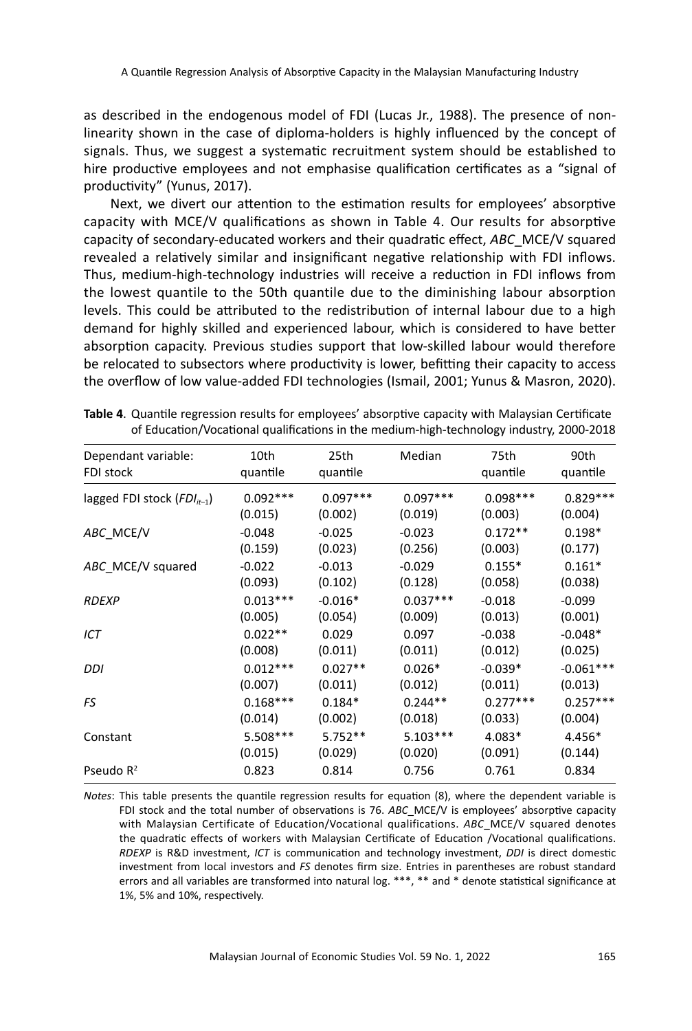as described in the endogenous model of FDI (Lucas Jr., 1988). The presence of non-linearity shown in the case of diploma-holders is highly influenced by the concept of signals. Thus, we suggest a systematic recruitment system should be established to hire productive employees and not emphasise qualification certificates as a "signal of productivity" (Yunus, 2017).

Next, we divert our attention to the estimation results for employees' absorptive capacity with MCE/V qualifications as shown in Table 4. Our results for absorptive capacity of secondary-educated workers and their quadratic effect, *ABC*_MCE/V squared revealed a relatively similar and insignificant negative relationship with FDI inflows. Thus, medium-high-technology industries will receive a reduction in FDI inflows from the lowest quantile to the 50th quantile due to the diminishing labour absorption levels. This could be attributed to the redistribution of internal labour due to a high demand for highly skilled and experienced labour, which is considered to have better absorption capacity. Previous studies support that low-skilled labour would therefore be relocated to subsectors where productivity is lower, befitting their capacity to access the overflow of low value-added FDI technologies (Ismail, 2001; Yunus & Masron, 2020).

**Table 4**. Quantile regression results for employees' absorptive capacity with Malaysian Certificate of Education/Vocational qualifications in the medium-high-technology industry, 2000-2018

| Dependant variable: FDI stock | 10th quantile | 25th quantile | Median | 75th quantile | 90th quantile |
|---|---|---|---|---|---|
| lagged FDI stock ($FDI_{it-1}$) | 0.092*** | 0.097*** | 0.097*** | 0.098*** | 0.829*** |
| | (0.015) | (0.002) | (0.019) | (0.003) | (0.004) |
| *ABC*_MCE/V | -0.048 | -0.025 | -0.023 | 0.172** | 0.198* |
| | (0.159) | (0.023) | (0.256) | (0.003) | (0.177) |
| *ABC*_MCE/V squared | -0.022 | -0.013 | -0.029 | 0.155* | 0.161* |
| | (0.093) | (0.102) | (0.128) | (0.058) | (0.038) |
| *RDEXP* | 0.013*** | -0.016* | 0.037*** | -0.018 | -0.099 |
| | (0.005) | (0.054) | (0.009) | (0.013) | (0.001) |
| *ICT* | 0.022** | 0.029 | 0.097 | -0.038 | -0.048* |
| | (0.008) | (0.011) | (0.011) | (0.012) | (0.025) |
| *DDI* | 0.012*** | 0.027** | 0.026* | -0.039* | -0.061*** |
| | (0.007) | (0.011) | (0.012) | (0.011) | (0.013) |
| *FS* | 0.168*** | 0.184* | 0.244** | 0.277*** | 0.257*** |
| | (0.014) | (0.002) | (0.018) | (0.033) | (0.004) |
| Constant | 5.508*** | 5.752** | 5.103*** | 4.083* | 4.456* |
| | (0.015) | (0.029) | (0.020) | (0.091) | (0.144) |
| Pseudo $R^2$ | 0.823 | 0.814 | 0.756 | 0.761 | 0.834 |

*Notes*: This table presents the quantile regression results for equation (8), where the dependent variable is FDI stock and the total number of observations is 76. *ABC*_MCE/V is employees' absorptive capacity with Malaysian Certificate of Education/Vocational qualifications. *ABC*_MCE/V squared denotes the quadratic effects of workers with Malaysian Certificate of Education /Vocational qualifications. *RDEXP* is R&D investment, *ICT* is communication and technology investment, *DDI* is direct domestic investment from local investors and *FS* denotes firm size. Entries in parentheses are robust standard errors and all variables are transformed into natural log. ***, ** and * denote statistical significance at 1%, 5% and 10%, respectively.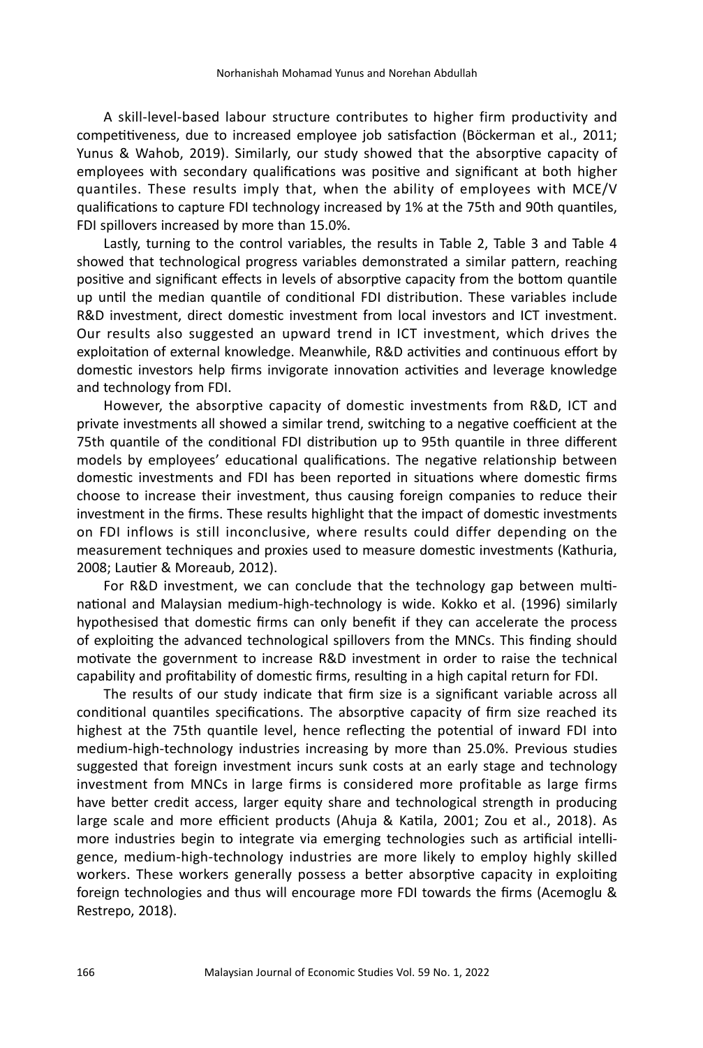A skill-level-based labour structure contributes to higher firm productivity and competitiveness, due to increased employee job satisfaction (Böckerman et al., 2011; Yunus & Wahob, 2019). Similarly, our study showed that the absorptive capacity of employees with secondary qualifications was positive and significant at both higher quantiles. These results imply that, when the ability of employees with MCE/V qualifications to capture FDI technology increased by 1% at the 75th and 90th quantiles, FDI spillovers increased by more than 15.0%.

Lastly, turning to the control variables, the results in Table 2, Table 3 and Table 4 showed that technological progress variables demonstrated a similar pattern, reaching positive and significant effects in levels of absorptive capacity from the bottom quantile up until the median quantile of conditional FDI distribution. These variables include R&D investment, direct domestic investment from local investors and ICT investment. Our results also suggested an upward trend in ICT investment, which drives the exploitation of external knowledge. Meanwhile, R&D activities and continuous effort by domestic investors help firms invigorate innovation activities and leverage knowledge and technology from FDI.

However, the absorptive capacity of domestic investments from R&D, ICT and private investments all showed a similar trend, switching to a negative coefficient at the 75th quantile of the conditional FDI distribution up to 95th quantile in three different models by employees' educational qualifications. The negative relationship between domestic investments and FDI has been reported in situations where domestic firms choose to increase their investment, thus causing foreign companies to reduce their investment in the firms. These results highlight that the impact of domestic investments on FDI inflows is still inconclusive, where results could differ depending on the measurement techniques and proxies used to measure domestic investments (Kathuria, 2008; Lautier & Moreaub, 2012).

For R&D investment, we can conclude that the technology gap between multinational and Malaysian medium-high-technology is wide. Kokko et al. (1996) similarly hypothesised that domestic firms can only benefit if they can accelerate the process of exploiting the advanced technological spillovers from the MNCs. This finding should motivate the government to increase R&D investment in order to raise the technical capability and profitability of domestic firms, resulting in a high capital return for FDI.

The results of our study indicate that firm size is a significant variable across all conditional quantiles specifications. The absorptive capacity of firm size reached its highest at the 75th quantile level, hence reflecting the potential of inward FDI into medium-high-technology industries increasing by more than 25.0%. Previous studies suggested that foreign investment incurs sunk costs at an early stage and technology investment from MNCs in large firms is considered more profitable as large firms have better credit access, larger equity share and technological strength in producing large scale and more efficient products (Ahuja & Katila, 2001; Zou et al., 2018). As more industries begin to integrate via emerging technologies such as artificial intelligence, medium-high-technology industries are more likely to employ highly skilled workers. These workers generally possess a better absorptive capacity in exploiting foreign technologies and thus will encourage more FDI towards the firms (Acemoglu & Restrepo, 2018).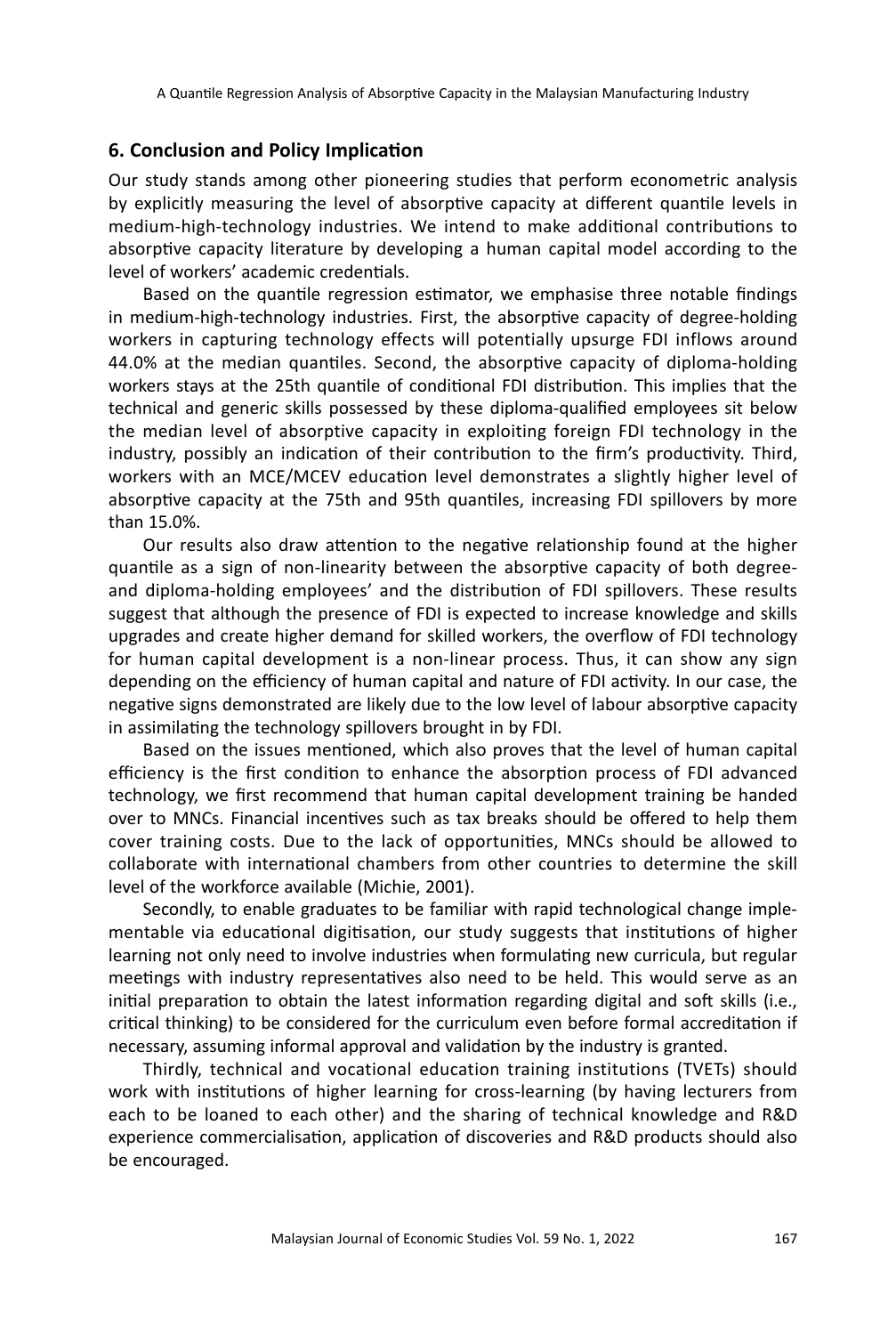## 6. Conclusion and Policy Implication

Our study stands among other pioneering studies that perform econometric analysis by explicitly measuring the level of absorptive capacity at different quantile levels in medium-high-technology industries. We intend to make additional contributions to absorptive capacity literature by developing a human capital model according to the level of workers' academic credentials.

Based on the quantile regression estimator, we emphasise three notable findings in medium-high-technology industries. First, the absorptive capacity of degree-holding workers in capturing technology effects will potentially upsurge FDI inflows around 44.0% at the median quantiles. Second, the absorptive capacity of diploma-holding workers stays at the 25th quantile of conditional FDI distribution. This implies that the technical and generic skills possessed by these diploma-qualified employees sit below the median level of absorptive capacity in exploiting foreign FDI technology in the industry, possibly an indication of their contribution to the firm's productivity. Third, workers with an MCE/MCEV education level demonstrates a slightly higher level of absorptive capacity at the 75th and 95th quantiles, increasing FDI spillovers by more than 15.0%.

Our results also draw attention to the negative relationship found at the higher quantile as a sign of non-linearity between the absorptive capacity of both degree- and diploma-holding employees' and the distribution of FDI spillovers. These results suggest that although the presence of FDI is expected to increase knowledge and skills upgrades and create higher demand for skilled workers, the overflow of FDI technology for human capital development is a non-linear process. Thus, it can show any sign depending on the efficiency of human capital and nature of FDI activity. In our case, the negative signs demonstrated are likely due to the low level of labour absorptive capacity in assimilating the technology spillovers brought in by FDI.

Based on the issues mentioned, which also proves that the level of human capital efficiency is the first condition to enhance the absorption process of FDI advanced technology, we first recommend that human capital development training be handed over to MNCs. Financial incentives such as tax breaks should be offered to help them cover training costs. Due to the lack of opportunities, MNCs should be allowed to collaborate with international chambers from other countries to determine the skill level of the workforce available (Michie, 2001).

Secondly, to enable graduates to be familiar with rapid technological change implementable via educational digitisation, our study suggests that institutions of higher learning not only need to involve industries when formulating new curricula, but regular meetings with industry representatives also need to be held. This would serve as an initial preparation to obtain the latest information regarding digital and soft skills (i.e., critical thinking) to be considered for the curriculum even before formal accreditation if necessary, assuming informal approval and validation by the industry is granted.

Thirdly, technical and vocational education training institutions (TVETs) should work with institutions of higher learning for cross-learning (by having lecturers from each to be loaned to each other) and the sharing of technical knowledge and R&D experience commercialisation, application of discoveries and R&D products should also be encouraged.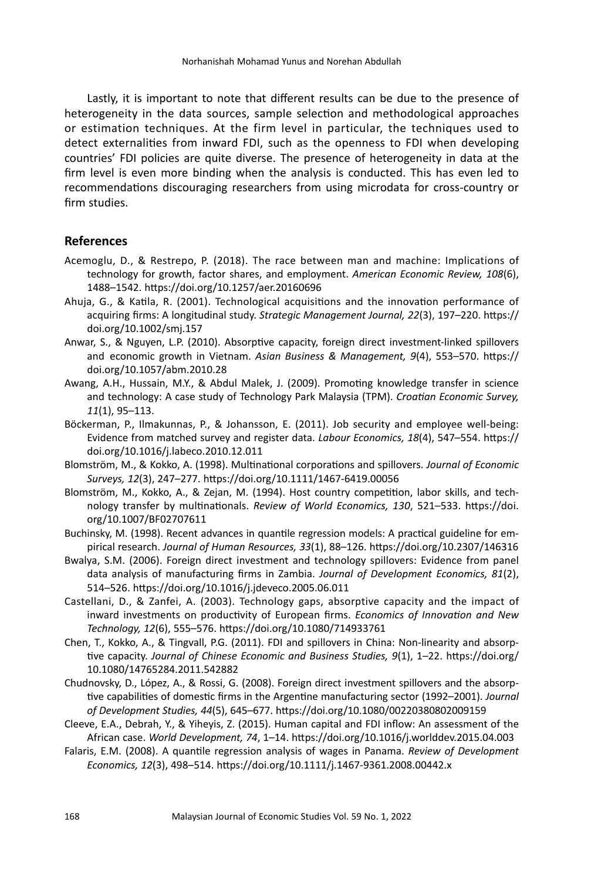Lastly, it is important to note that different results can be due to the presence of heterogeneity in the data sources, sample selection and methodological approaches or estimation techniques. At the firm level in particular, the techniques used to detect externalities from inward FDI, such as the openness to FDI when developing countries' FDI policies are quite diverse. The presence of heterogeneity in data at the firm level is even more binding when the analysis is conducted. This has even led to recommendations discouraging researchers from using microdata for cross-country or firm studies.

## References

Acemoglu, D., & Restrepo, P. (2018). The race between man and machine: Implications of technology for growth, factor shares, and employment. *American Economic Review, 108*(6), 1488–1542. https://doi.org/10.1257/aer.20160696

Ahuja, G., & Katila, R. (2001). Technological acquisitions and the innovation performance of acquiring firms: A longitudinal study. *Strategic Management Journal, 22*(3), 197–220. https://doi.org/10.1002/smj.157

Anwar, S., & Nguyen, L.P. (2010). Absorptive capacity, foreign direct investment-linked spillovers and economic growth in Vietnam. *Asian Business & Management, 9*(4), 553–570. https://doi.org/10.1057/abm.2010.28

Awang, A.H., Hussain, M.Y., & Abdul Malek, J. (2009). Promoting knowledge transfer in science and technology: A case study of Technology Park Malaysia (TPM). *Croatian Economic Survey, 11*(1), 95–113.

Böckerman, P., Ilmakunnas, P., & Johansson, E. (2011). Job security and employee well-being: Evidence from matched survey and register data. *Labour Economics, 18*(4), 547–554. https://doi.org/10.1016/j.labeco.2010.12.011

Blomström, M., & Kokko, A. (1998). Multinational corporations and spillovers. *Journal of Economic Surveys, 12*(3), 247–277. https://doi.org/10.1111/1467-6419.00056

Blomström, M., Kokko, A., & Zejan, M. (1994). Host country competition, labor skills, and technology transfer by multinationals. *Review of World Economics, 130*, 521–533. https://doi.org/10.1007/BF02707611

Buchinsky, M. (1998). Recent advances in quantile regression models: A practical guideline for empirical research. *Journal of Human Resources, 33*(1), 88–126. https://doi.org/10.2307/146316

Bwalya, S.M. (2006). Foreign direct investment and technology spillovers: Evidence from panel data analysis of manufacturing firms in Zambia. *Journal of Development Economics, 81*(2), 514–526. https://doi.org/10.1016/j.jdeveco.2005.06.011

Castellani, D., & Zanfei, A. (2003). Technology gaps, absorptive capacity and the impact of inward investments on productivity of European firms. *Economics of Innovation and New Technology, 12*(6), 555–576. https://doi.org/10.1080/714933761

Chen, T., Kokko, A., & Tingvall, P.G. (2011). FDI and spillovers in China: Non-linearity and absorptive capacity. *Journal of Chinese Economic and Business Studies, 9*(1), 1–22. https://doi.org/10.1080/14765284.2011.542882

Chudnovsky, D., López, A., & Rossi, G. (2008). Foreign direct investment spillovers and the absorptive capabilities of domestic firms in the Argentine manufacturing sector (1992–2001). *Journal of Development Studies, 44*(5), 645–677. https://doi.org/10.1080/00220380802009159

Cleeve, E.A., Debrah, Y., & Yiheyis, Z. (2015). Human capital and FDI inflow: An assessment of the African case. *World Development, 74*, 1–14. https://doi.org/10.1016/j.worlddev.2015.04.003

Falaris, E.M. (2008). A quantile regression analysis of wages in Panama. *Review of Development Economics, 12*(3), 498–514. https://doi.org/10.1111/j.1467-9361.2008.00442.x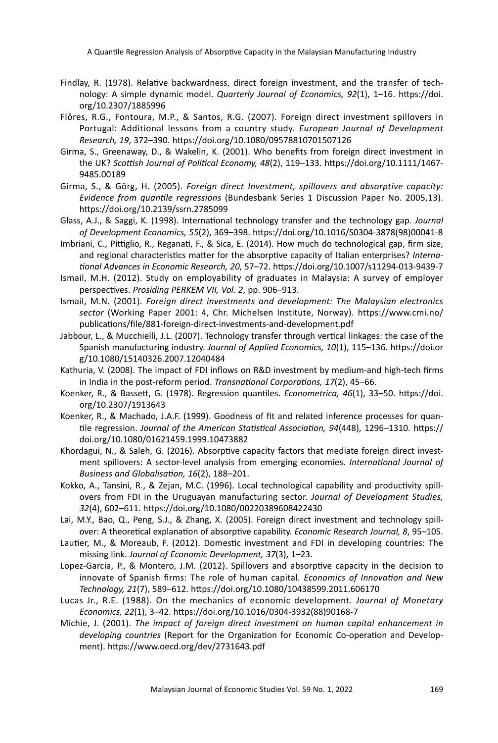Findlay, R. (1978). Relative backwardness, direct foreign investment, and the transfer of technology: A simple dynamic model. *Quarterly Journal of Economics, 92*(1), 1–16. https://doi.org/10.2307/1885996

Flôres, R.G., Fontoura, M.P., & Santos, R.G. (2007). Foreign direct investment spillovers in Portugal: Additional lessons from a country study. *European Journal of Development Research, 19*, 372–390. https://doi.org/10.1080/09578810701507126

Girma, S., Greenaway, D., & Wakelin, K. (2001). Who benefits from foreign direct investment in the UK? *Scottish Journal of Political Economy, 48*(2), 119–133. https://doi.org/10.1111/1467-9485.00189

Girma, S., & Görg, H. (2005). *Foreign direct Investment, spillovers and absorptive capacity: Evidence from quantile regressions* (Bundesbank Series 1 Discussion Paper No. 2005,13). https://doi.org/10.2139/ssrn.2785099

Glass, A.J., & Saggi, K. (1998). International technology transfer and the technology gap. *Journal of Development Economics, 55*(2), 369–398. https://doi.org/10.1016/S0304-3878(98)00041-8

Imbriani, C., Pittiglio, R., Reganati, F., & Sica, E. (2014). How much do technological gap, firm size, and regional characteristics matter for the absorptive capacity of Italian enterprises? *International Advances in Economic Research, 20*, 57–72. https://doi.org/10.1007/s11294-013-9439-7

Ismail, M.H. (2012). Study on employability of graduates in Malaysia: A survey of employer perspectives. *Prosiding PERKEM VII, Vol. 2*, pp. 906–913.

Ismail, M.N. (2001). *Foreign direct investments and development: The Malaysian electronics sector* (Working Paper 2001: 4, Chr. Michelsen Institute, Norway). https://www.cmi.no/publications/file/881-foreign-direct-investments-and-development.pdf

Jabbour, L., & Mucchielli, J.L. (2007). Technology transfer through vertical linkages: the case of the Spanish manufacturing industry. *Journal of Applied Economics, 10*(1), 115–136. https://doi.org/10.1080/15140326.2007.12040484

Kathuria, V. (2008). The impact of FDI inflows on R&D investment by medium-and high-tech firms in India in the post-reform period. *Transnational Corporations, 17*(2), 45–66.

Koenker, R., & Bassett, G. (1978). Regression quantiles. *Econometrica, 46*(1), 33–50. https://doi.org/10.2307/1913643

Koenker, R., & Machado, J.A.F. (1999). Goodness of fit and related inference processes for quantile regression. *Journal of the American Statistical Association, 94*(448), 1296–1310. https://doi.org/10.1080/01621459.1999.10473882

Khordagui, N., & Saleh, G. (2016). Absorptive capacity factors that mediate foreign direct investment spillovers: A sector-level analysis from emerging economies. *International Journal of Business and Globalisation, 16*(2), 188–201.

Kokko, A., Tansini, R., & Zejan, M.C. (1996). Local technological capability and productivity spillovers from FDI in the Uruguayan manufacturing sector. *Journal of Development Studies, 32*(4), 602–611. https://doi.org/10.1080/00220389608422430

Lai, M.Y., Bao, Q., Peng, S.J., & Zhang, X. (2005). Foreign direct investment and technology spillover: A theoretical explanation of absorptive capability. *Economic Research Journal, 8*, 95–105.

Lautier, M., & Moreaub, F. (2012). Domestic investment and FDI in developing countries: The missing link. *Journal of Economic Development, 37*(3), 1–23.

Lopez-Garcia, P., & Montero, J.M. (2012). Spillovers and absorptive capacity in the decision to innovate of Spanish firms: The role of human capital. *Economics of Innovation and New Technology, 21*(7), 589–612. https://doi.org/10.1080/10438599.2011.606170

Lucas Jr., R.E. (1988). On the mechanics of economic development. *Journal of Monetary Economics, 22*(1), 3–42. https://doi.org/10.1016/0304-3932(88)90168-7

Michie, J. (2001). *The impact of foreign direct investment on human capital enhancement in developing countries* (Report for the Organization for Economic Co-operation and Development). https://www.oecd.org/dev/2731643.pdf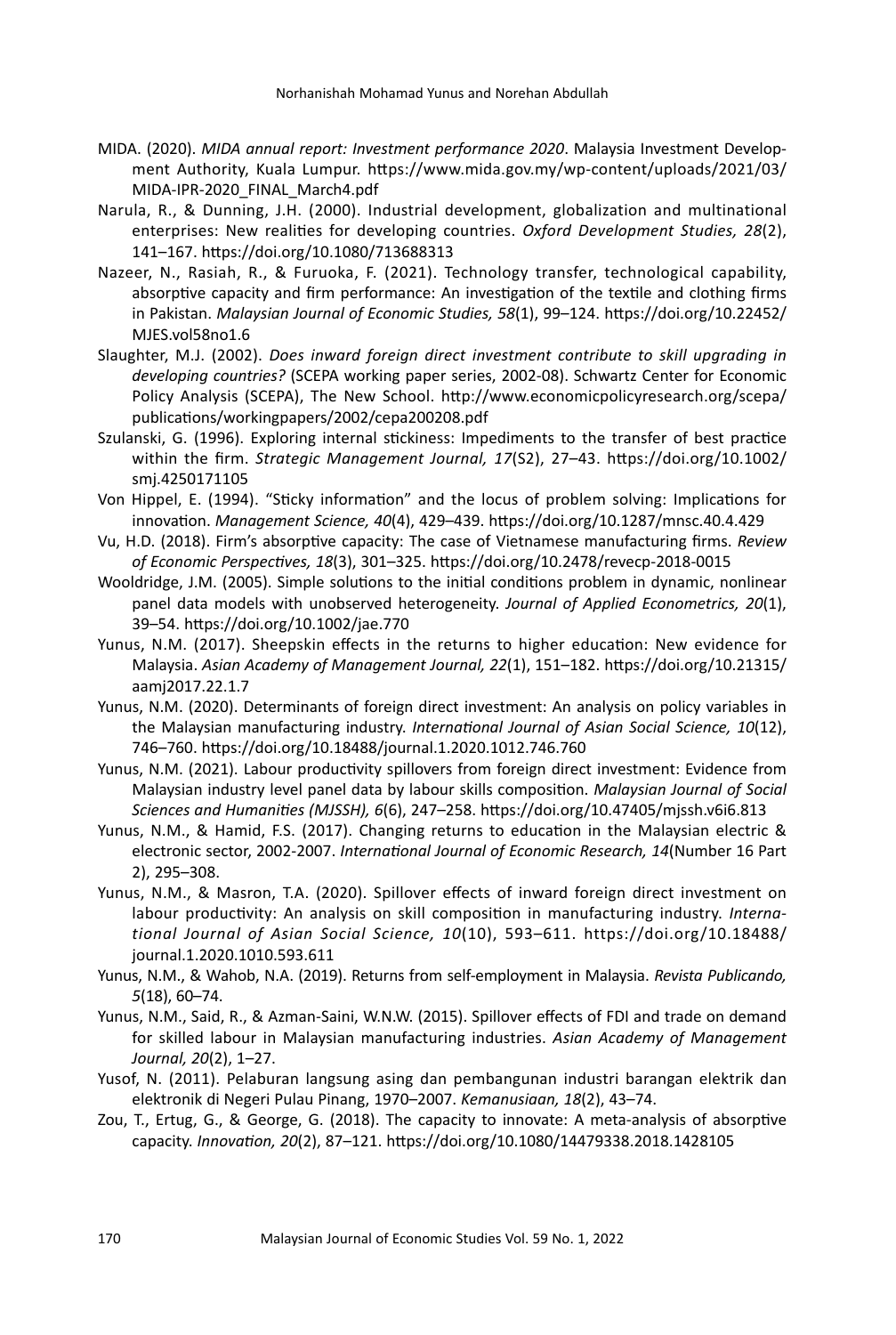MIDA. (2020). *MIDA annual report: Investment performance 2020*. Malaysia Investment Development Authority, Kuala Lumpur. https://www.mida.gov.my/wp-content/uploads/2021/03/MIDA-IPR-2020_FINAL_March4.pdf

Narula, R., & Dunning, J.H. (2000). Industrial development, globalization and multinational enterprises: New realities for developing countries. *Oxford Development Studies, 28*(2), 141–167. https://doi.org/10.1080/713688313

Nazeer, N., Rasiah, R., & Furuoka, F. (2021). Technology transfer, technological capability, absorptive capacity and firm performance: An investigation of the textile and clothing firms in Pakistan. *Malaysian Journal of Economic Studies, 58*(1), 99–124. https://doi.org/10.22452/MJES.vol58no1.6

Slaughter, M.J. (2002). *Does inward foreign direct investment contribute to skill upgrading in developing countries?* (SCEPA working paper series, 2002-08). Schwartz Center for Economic Policy Analysis (SCEPA), The New School. http://www.economicpolicyresearch.org/scepa/publications/workingpapers/2002/cepa200208.pdf

Szulanski, G. (1996). Exploring internal stickiness: Impediments to the transfer of best practice within the firm. *Strategic Management Journal, 17*(S2), 27–43. https://doi.org/10.1002/smj.4250171105

Von Hippel, E. (1994). "Sticky information" and the locus of problem solving: Implications for innovation. *Management Science, 40*(4), 429–439. https://doi.org/10.1287/mnsc.40.4.429

Vu, H.D. (2018). Firm's absorptive capacity: The case of Vietnamese manufacturing firms. *Review of Economic Perspectives, 18*(3), 301–325. https://doi.org/10.2478/revecp-2018-0015

Wooldridge, J.M. (2005). Simple solutions to the initial conditions problem in dynamic, nonlinear panel data models with unobserved heterogeneity. *Journal of Applied Econometrics, 20*(1), 39–54. https://doi.org/10.1002/jae.770

Yunus, N.M. (2017). Sheepskin effects in the returns to higher education: New evidence for Malaysia. *Asian Academy of Management Journal, 22*(1), 151–182. https://doi.org/10.21315/aamj2017.22.1.7

Yunus, N.M. (2020). Determinants of foreign direct investment: An analysis on policy variables in the Malaysian manufacturing industry. *International Journal of Asian Social Science, 10*(12), 746–760. https://doi.org/10.18488/journal.1.2020.1012.746.760

Yunus, N.M. (2021). Labour productivity spillovers from foreign direct investment: Evidence from Malaysian industry level panel data by labour skills composition. *Malaysian Journal of Social Sciences and Humanities (MJSSH), 6*(6), 247–258. https://doi.org/10.47405/mjssh.v6i6.813

Yunus, N.M., & Hamid, F.S. (2017). Changing returns to education in the Malaysian electric & electronic sector, 2002-2007. *International Journal of Economic Research, 14*(Number 16 Part 2), 295–308.

Yunus, N.M., & Masron, T.A. (2020). Spillover effects of inward foreign direct investment on labour productivity: An analysis on skill composition in manufacturing industry. *International Journal of Asian Social Science, 10*(10), 593–611. https://doi.org/10.18488/journal.1.2020.1010.593.611

Yunus, N.M., & Wahob, N.A. (2019). Returns from self-employment in Malaysia. *Revista Publicando, 5*(18), 60–74.

Yunus, N.M., Said, R., & Azman-Saini, W.N.W. (2015). Spillover effects of FDI and trade on demand for skilled labour in Malaysian manufacturing industries. *Asian Academy of Management Journal, 20*(2), 1–27.

Yusof, N. (2011). Pelaburan langsung asing dan pembangunan industri barangan elektrik dan elektronik di Negeri Pulau Pinang, 1970–2007. *Kemanusiaan, 18*(2), 43–74.

Zou, T., Ertug, G., & George, G. (2018). The capacity to innovate: A meta-analysis of absorptive capacity. *Innovation, 20*(2), 87–121. https://doi.org/10.1080/14479338.2018.1428105